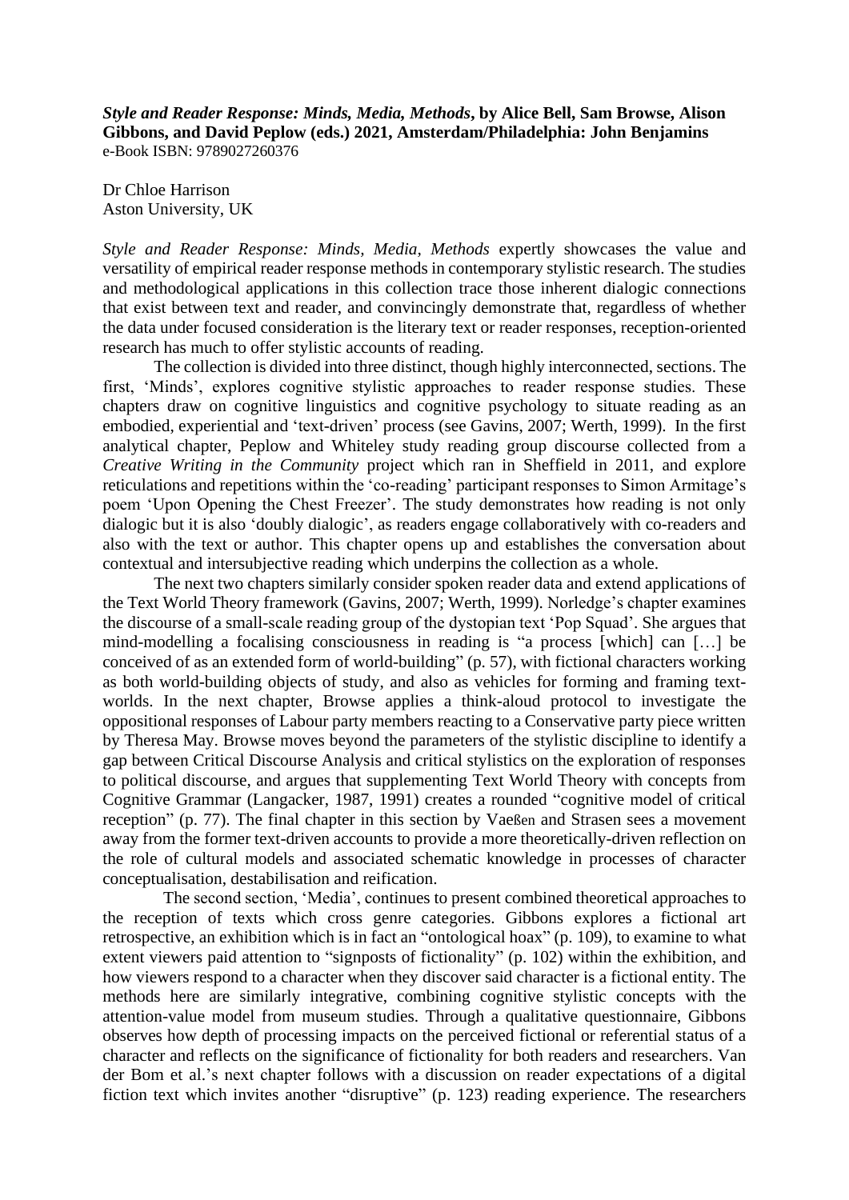***Style and Reader Response: Minds, Media, Methods*, by Alice Bell, Sam Browse, Alison Gibbons, and David Peplow (eds.) 2021, Amsterdam/Philadelphia: John Benjamins**
e-Book ISBN: 9789027260376

Dr Chloe Harrison
Aston University, UK

*Style and Reader Response: Minds, Media, Methods* expertly showcases the value and versatility of empirical reader response methods in contemporary stylistic research. The studies and methodological applications in this collection trace those inherent dialogic connections that exist between text and reader, and convincingly demonstrate that, regardless of whether the data under focused consideration is the literary text or reader responses, reception-oriented research has much to offer stylistic accounts of reading.

The collection is divided into three distinct, though highly interconnected, sections. The first, 'Minds', explores cognitive stylistic approaches to reader response studies. These chapters draw on cognitive linguistics and cognitive psychology to situate reading as an embodied, experiential and 'text-driven' process (see Gavins, 2007; Werth, 1999). In the first analytical chapter, Peplow and Whiteley study reading group discourse collected from a *Creative Writing in the Community* project which ran in Sheffield in 2011, and explore reticulations and repetitions within the 'co-reading' participant responses to Simon Armitage's poem 'Upon Opening the Chest Freezer'. The study demonstrates how reading is not only dialogic but it is also 'doubly dialogic', as readers engage collaboratively with co-readers and also with the text or author. This chapter opens up and establishes the conversation about contextual and intersubjective reading which underpins the collection as a whole.

The next two chapters similarly consider spoken reader data and extend applications of the Text World Theory framework (Gavins, 2007; Werth, 1999). Norledge's chapter examines the discourse of a small-scale reading group of the dystopian text 'Pop Squad'. She argues that mind-modelling a focalising consciousness in reading is "a process [which] can […] be conceived of as an extended form of world-building" (p. 57), with fictional characters working as both world-building objects of study, and also as vehicles for forming and framing text-worlds. In the next chapter, Browse applies a think-aloud protocol to investigate the oppositional responses of Labour party members reacting to a Conservative party piece written by Theresa May. Browse moves beyond the parameters of the stylistic discipline to identify a gap between Critical Discourse Analysis and critical stylistics on the exploration of responses to political discourse, and argues that supplementing Text World Theory with concepts from Cognitive Grammar (Langacker, 1987, 1991) creates a rounded "cognitive model of critical reception" (p. 77). The final chapter in this section by Vaeßen and Strasen sees a movement away from the former text-driven accounts to provide a more theoretically-driven reflection on the role of cultural models and associated schematic knowledge in processes of character conceptualisation, destabilisation and reification.

The second section, 'Media', continues to present combined theoretical approaches to the reception of texts which cross genre categories. Gibbons explores a fictional art retrospective, an exhibition which is in fact an "ontological hoax" (p. 109), to examine to what extent viewers paid attention to "signposts of fictionality" (p. 102) within the exhibition, and how viewers respond to a character when they discover said character is a fictional entity. The methods here are similarly integrative, combining cognitive stylistic concepts with the attention-value model from museum studies. Through a qualitative questionnaire, Gibbons observes how depth of processing impacts on the perceived fictional or referential status of a character and reflects on the significance of fictionality for both readers and researchers. Van der Bom et al.'s next chapter follows with a discussion on reader expectations of a digital fiction text which invites another "disruptive" (p. 123) reading experience. The researchers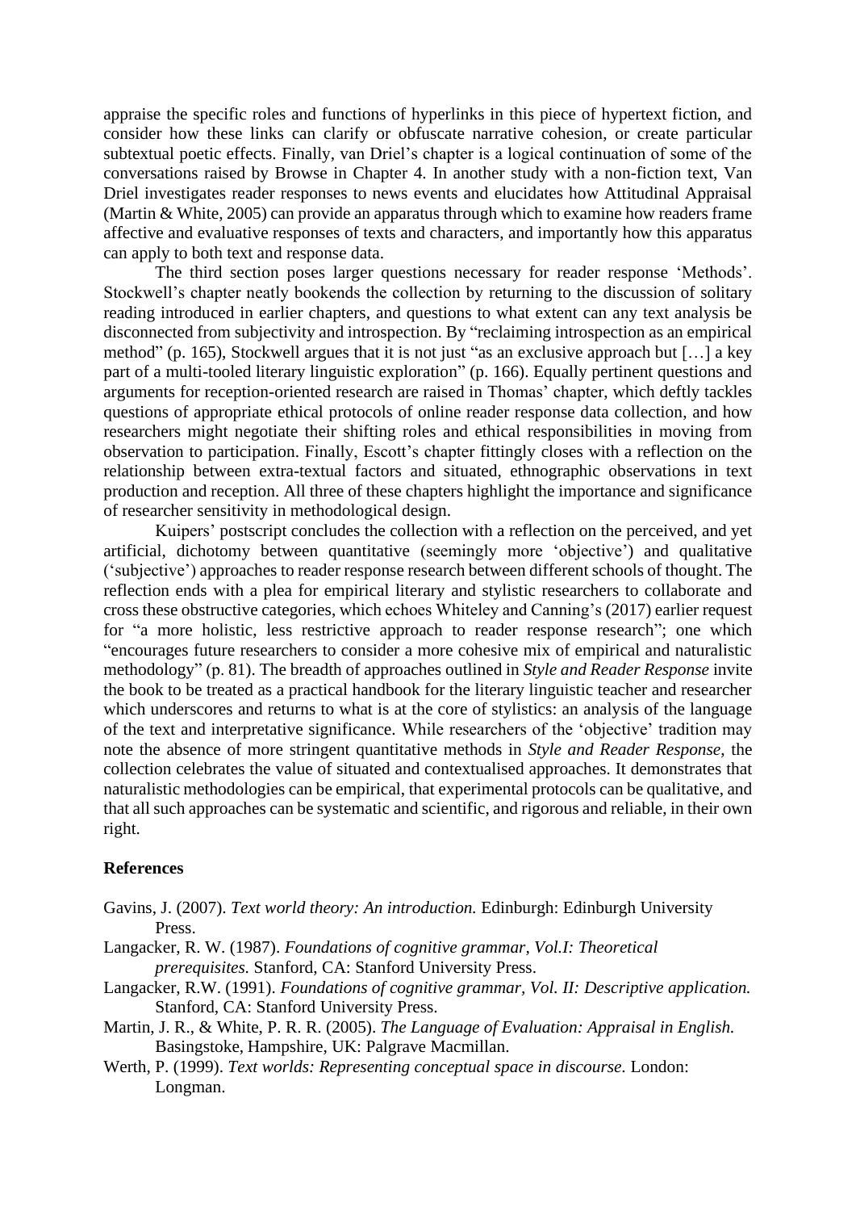appraise the specific roles and functions of hyperlinks in this piece of hypertext fiction, and consider how these links can clarify or obfuscate narrative cohesion, or create particular subtextual poetic effects. Finally, van Driel's chapter is a logical continuation of some of the conversations raised by Browse in Chapter 4. In another study with a non-fiction text, Van Driel investigates reader responses to news events and elucidates how Attitudinal Appraisal (Martin & White, 2005) can provide an apparatus through which to examine how readers frame affective and evaluative responses of texts and characters, and importantly how this apparatus can apply to both text and response data.

The third section poses larger questions necessary for reader response 'Methods'. Stockwell's chapter neatly bookends the collection by returning to the discussion of solitary reading introduced in earlier chapters, and questions to what extent can any text analysis be disconnected from subjectivity and introspection. By "reclaiming introspection as an empirical method" (p. 165), Stockwell argues that it is not just "as an exclusive approach but […] a key part of a multi-tooled literary linguistic exploration" (p. 166). Equally pertinent questions and arguments for reception-oriented research are raised in Thomas' chapter, which deftly tackles questions of appropriate ethical protocols of online reader response data collection, and how researchers might negotiate their shifting roles and ethical responsibilities in moving from observation to participation. Finally, Escott's chapter fittingly closes with a reflection on the relationship between extra-textual factors and situated, ethnographic observations in text production and reception. All three of these chapters highlight the importance and significance of researcher sensitivity in methodological design.

Kuipers' postscript concludes the collection with a reflection on the perceived, and yet artificial, dichotomy between quantitative (seemingly more 'objective') and qualitative ('subjective') approaches to reader response research between different schools of thought. The reflection ends with a plea for empirical literary and stylistic researchers to collaborate and cross these obstructive categories, which echoes Whiteley and Canning's (2017) earlier request for "a more holistic, less restrictive approach to reader response research"; one which "encourages future researchers to consider a more cohesive mix of empirical and naturalistic methodology" (p. 81). The breadth of approaches outlined in *Style and Reader Response* invite the book to be treated as a practical handbook for the literary linguistic teacher and researcher which underscores and returns to what is at the core of stylistics: an analysis of the language of the text and interpretative significance. While researchers of the 'objective' tradition may note the absence of more stringent quantitative methods in *Style and Reader Response*, the collection celebrates the value of situated and contextualised approaches. It demonstrates that naturalistic methodologies can be empirical, that experimental protocols can be qualitative, and that all such approaches can be systematic and scientific, and rigorous and reliable, in their own right.

## References

Gavins, J. (2007). *Text world theory: An introduction.* Edinburgh: Edinburgh University Press.

Langacker, R. W. (1987). *Foundations of cognitive grammar, Vol.I: Theoretical prerequisites.* Stanford, CA: Stanford University Press.

Langacker, R.W. (1991). *Foundations of cognitive grammar, Vol. II: Descriptive application.* Stanford, CA: Stanford University Press.

Martin, J. R., & White, P. R. R. (2005). *The Language of Evaluation: Appraisal in English.* Basingstoke, Hampshire, UK: Palgrave Macmillan.

Werth, P. (1999). *Text worlds: Representing conceptual space in discourse.* London: Longman.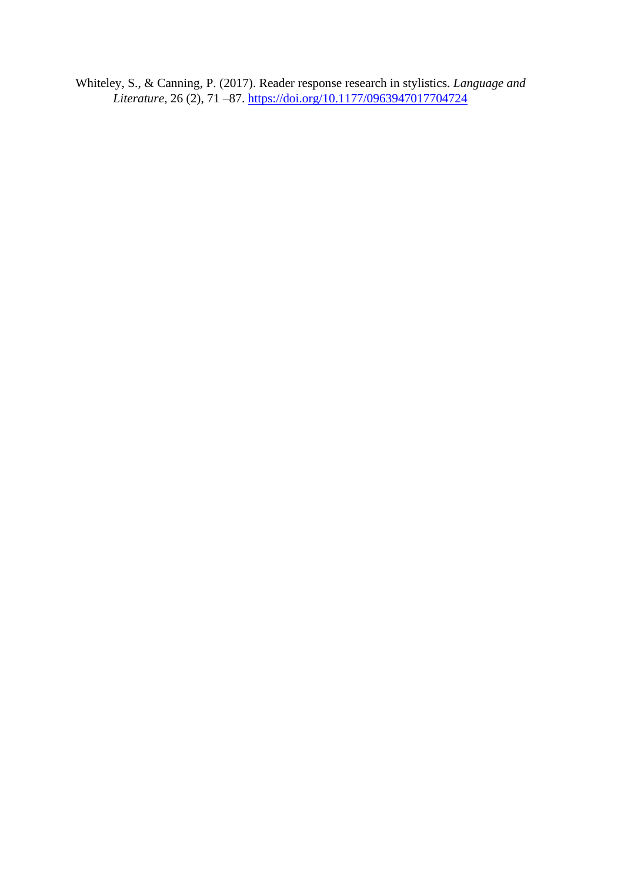Whiteley, S., & Canning, P. (2017). Reader response research in stylistics. *Language and Literature*, 26 (2), 71 –87. https://doi.org/10.1177/0963947017704724